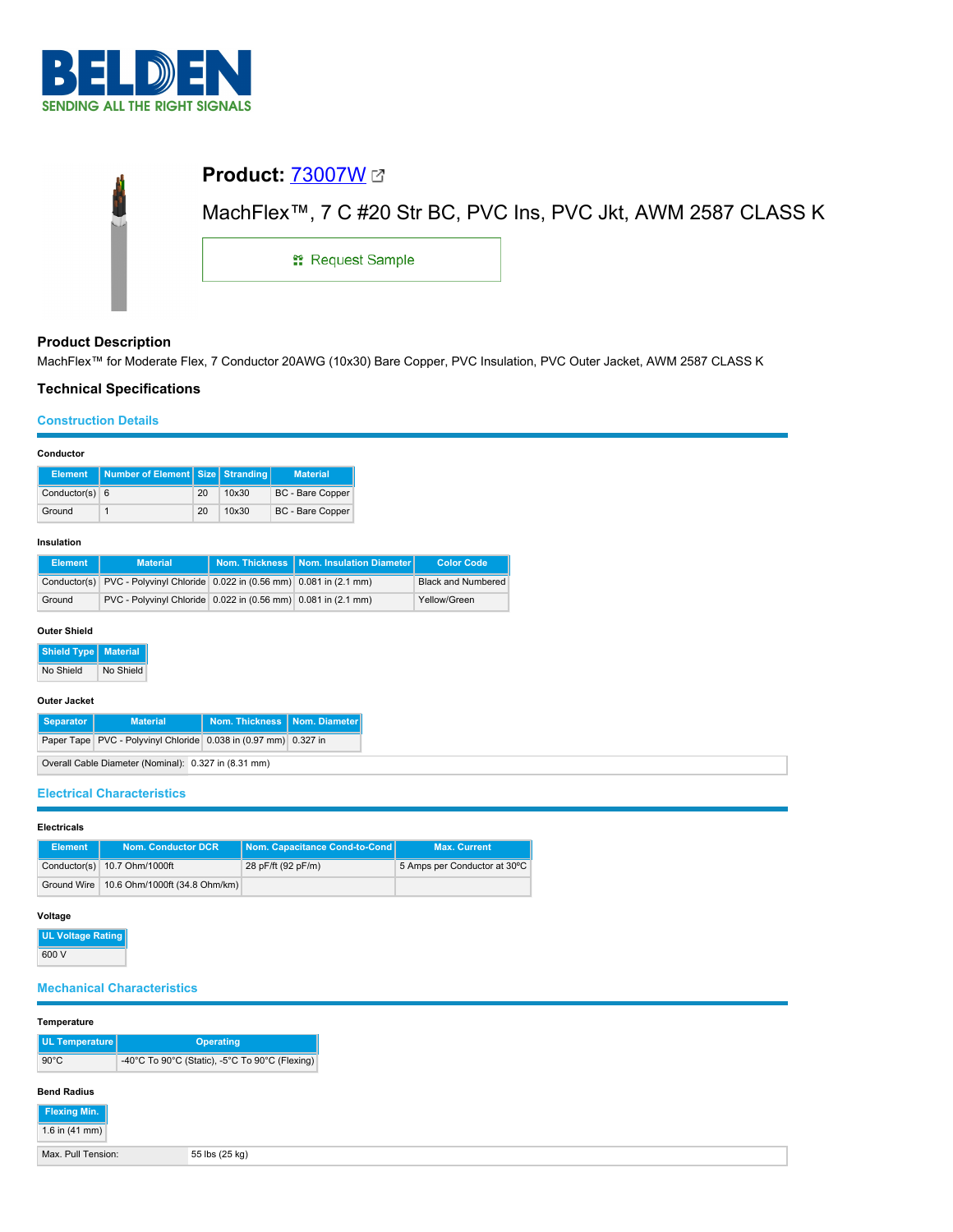BELDEN

SENDING ALL THE RIGHT SIGNALS

# Product: 73007W

MachFlex™, 7 C #20 Str BC, PVC Ins, PVC Jkt, AWM 2587 CLASS K

Request Sample

## Product Description

MachFlex™ for Moderate Flex, 7 Conductor 20AWG (10x30) Bare Copper, PVC Insulation, PVC Outer Jacket, AWM 2587 CLASS K

## Technical Specifications

### Construction Details

**Conductor**

| Element | Number of Element | Size | Stranding | Material |
|---|---|---|---|---|
| Conductor(s) | 6 | 20 | 10x30 | BC - Bare Copper |
| Ground | 1 | 20 | 10x30 | BC - Bare Copper |

**Insulation**

| Element | Material | Nom. Thickness | Nom. Insulation Diameter | Color Code |
|---|---|---|---|---|
| Conductor(s) | PVC - Polyvinyl Chloride | 0.022 in (0.56 mm) | 0.081 in (2.1 mm) | Black and Numbered |
| Ground | PVC - Polyvinyl Chloride | 0.022 in (0.56 mm) | 0.081 in (2.1 mm) | Yellow/Green |

**Outer Shield**

| Shield Type | Material |
|---|---|
| No Shield | No Shield |

**Outer Jacket**

| Separator | Material | Nom. Thickness | Nom. Diameter |
|---|---|---|---|
| Paper Tape | PVC - Polyvinyl Chloride | 0.038 in (0.97 mm) | 0.327 in |

| Overall Cable Diameter (Nominal): | 0.327 in (8.31 mm) |
|---|---|

### Electrical Characteristics

**Electricals**

| Element | Nom. Conductor DCR | Nom. Capacitance Cond-to-Cond | Max. Current |
|---|---|---|---|
| Conductor(s) | 10.7 Ohm/1000ft | 28 pF/ft (92 pF/m) | 5 Amps per Conductor at 30ºC |
| Ground Wire | 10.6 Ohm/1000ft (34.8 Ohm/km) | | |

**Voltage**

| UL Voltage Rating |
|---|
| 600 V |

### Mechanical Characteristics

**Temperature**

| UL Temperature | Operating |
|---|---|
| 90°C | -40°C To 90°C (Static), -5°C To 90°C (Flexing) |

**Bend Radius**

| Flexing Min. |
|---|
| 1.6 in (41 mm) |

| Max. Pull Tension: | 55 lbs (25 kg) |
|---|---|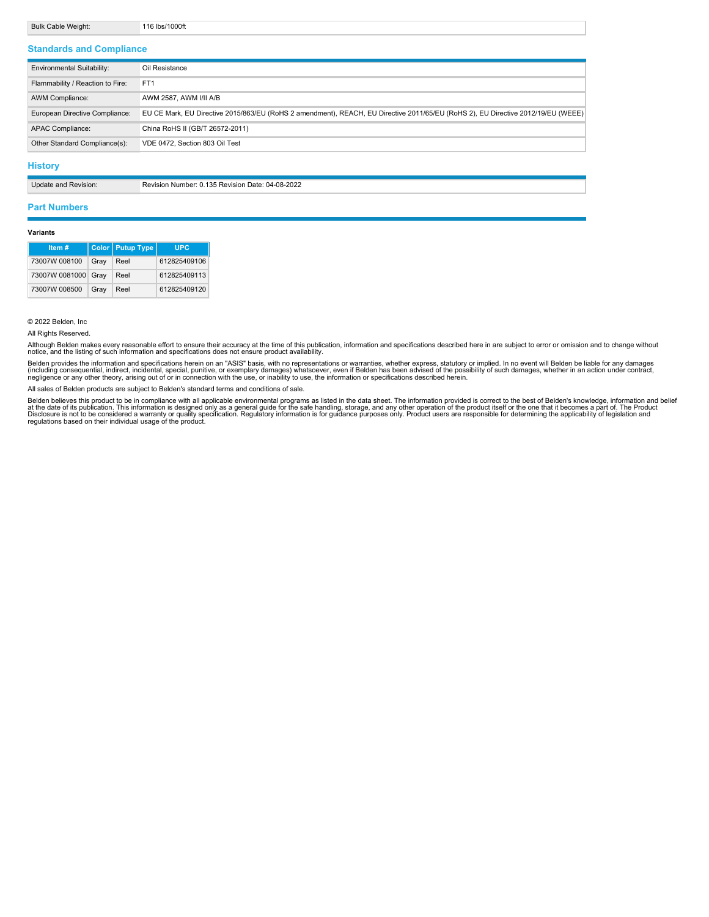| | |
|---|---|
| Bulk Cable Weight: | 116 lbs/1000ft |

## Standards and Compliance

| | |
|---|---|
| Environmental Suitability: | Oil Resistance |
| Flammability / Reaction to Fire: | FT1 |
| AWM Compliance: | AWM 2587, AWM I/II A/B |
| European Directive Compliance: | EU CE Mark, EU Directive 2015/863/EU (RoHS 2 amendment), REACH, EU Directive 2011/65/EU (RoHS 2), EU Directive 2012/19/EU (WEEE) |
| APAC Compliance: | China RoHS II (GB/T 26572-2011) |
| Other Standard Compliance(s): | VDE 0472, Section 803 Oil Test |

## History

| | |
|---|---|
| Update and Revision: | Revision Number: 0.135 Revision Date: 04-08-2022 |

## Part Numbers

**Variants**

| Item # | Color | Putup Type | UPC |
|---|---|---|---|
| 73007W 008100 | Gray | Reel | 612825409106 |
| 73007W 0081000 | Gray | Reel | 612825409113 |
| 73007W 008500 | Gray | Reel | 612825409120 |

© 2022 Belden, Inc

All Rights Reserved.

Although Belden makes every reasonable effort to ensure their accuracy at the time of this publication, information and specifications described here in are subject to error or omission and to change without notice, and the listing of such information and specifications does not ensure product availability.

Belden provides the information and specifications herein on an "ASIS" basis, with no representations or warranties, whether express, statutory or implied. In no event will Belden be liable for any damages (including consequential, indirect, incidental, special, punitive, or exemplary damages) whatsoever, even if Belden has been advised of the possibility of such damages, whether in an action under contract, negligence or any other theory, arising out of or in connection with the use, or inability to use, the information or specifications described herein.

All sales of Belden products are subject to Belden's standard terms and conditions of sale.

Belden believes this product to be in compliance with all applicable environmental programs as listed in the data sheet. The information provided is correct to the best of Belden's knowledge, information and belief at the date of its publication. This information is designed only as a general guide for the safe handling, storage, and any other operation of the product itself or the one that it becomes a part of. The Product Disclosure is not to be considered a warranty or quality specification. Regulatory information is for guidance purposes only. Product users are responsible for determining the applicability of legislation and regulations based on their individual usage of the product.